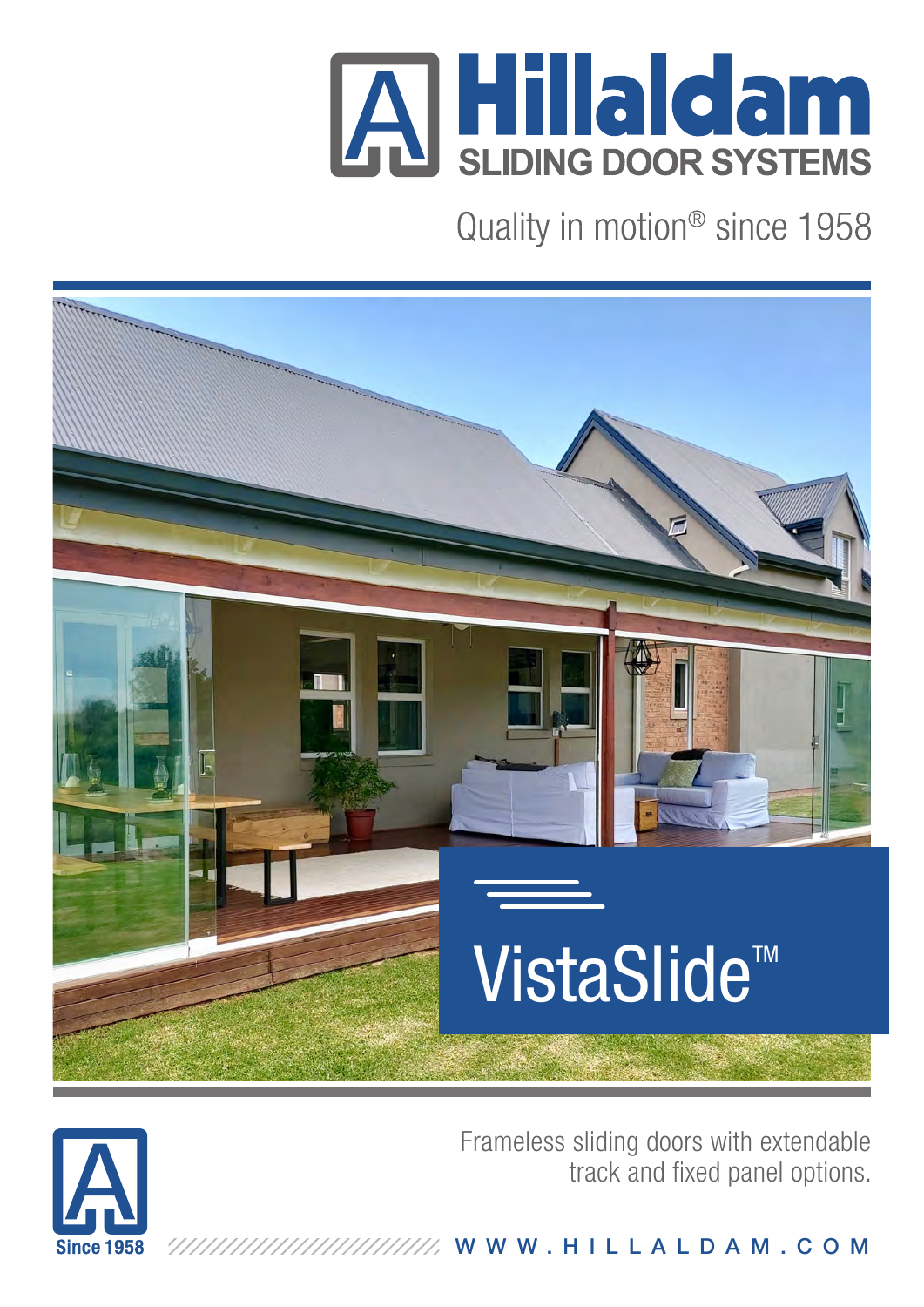# Hillaldam

## SLIDING DOOR SYSTEMS

Quality in motion® since 1958

# VistaSlide™

Frameless sliding doors with extendable track and fixed panel options.

Since 1958

WWW.HILLALDAM.COM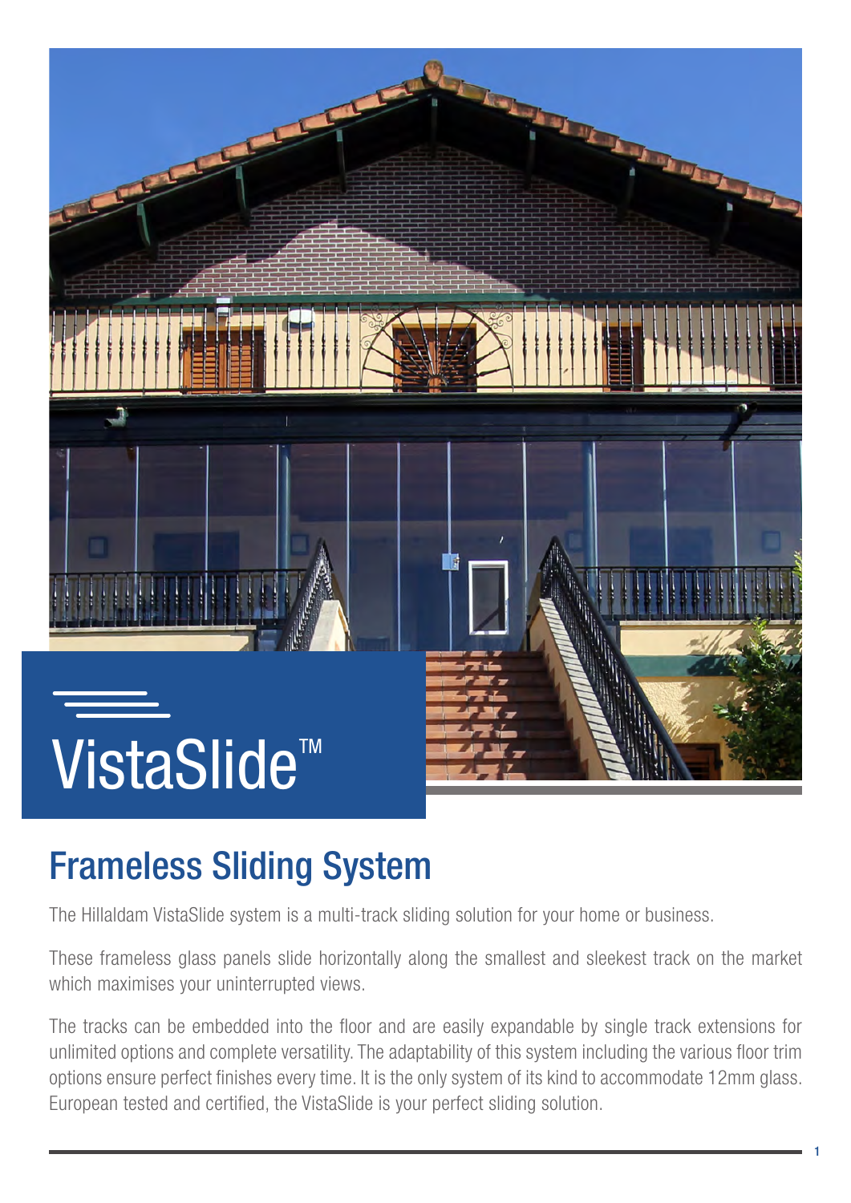# VistaSlide™

## Frameless Sliding System

The Hillaldam VistaSlide system is a multi-track sliding solution for your home or business.

These frameless glass panels slide horizontally along the smallest and sleekest track on the market which maximises your uninterrupted views.

The tracks can be embedded into the floor and are easily expandable by single track extensions for unlimited options and complete versatility. The adaptability of this system including the various floor trim options ensure perfect finishes every time. It is the only system of its kind to accommodate 12mm glass. European tested and certified, the VistaSlide is your perfect sliding solution.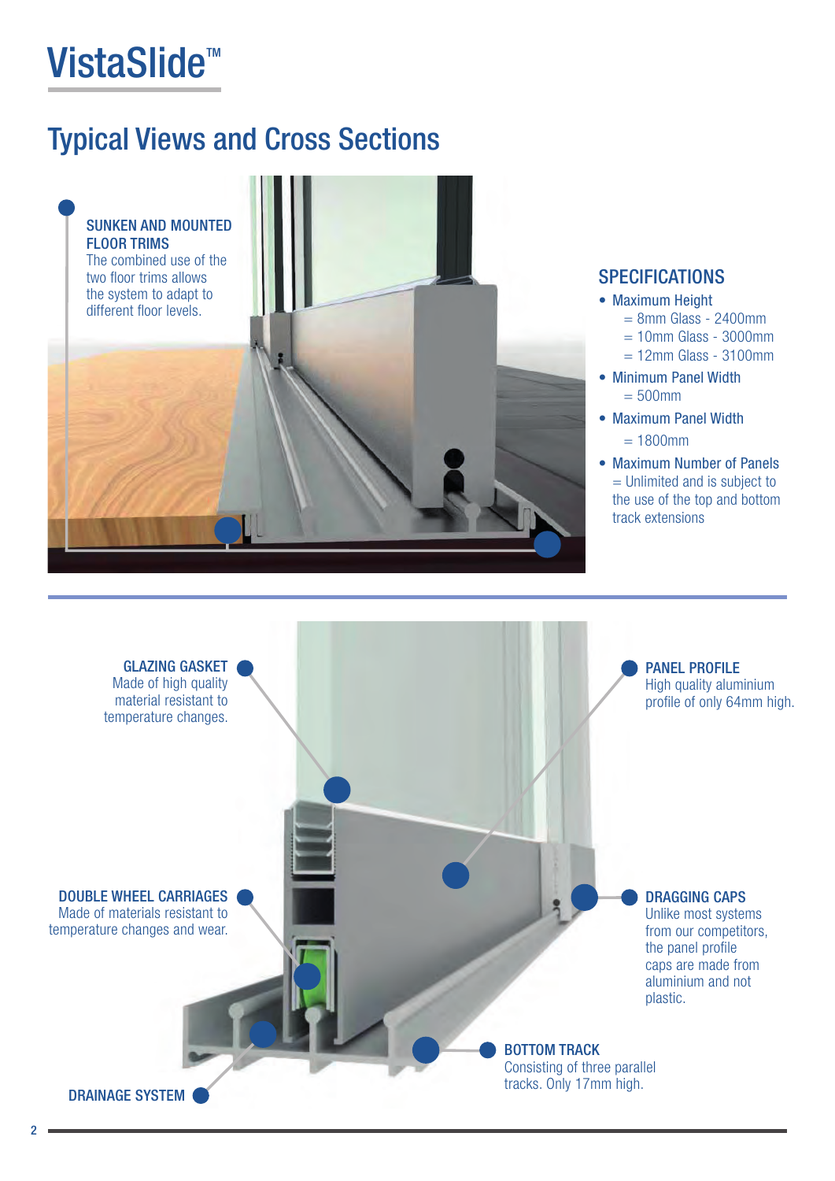# VistaSlide™

## Typical Views and Cross Sections

**SUNKEN AND MOUNTED FLOOR TRIMS**
The combined use of the two floor trims allows the system to adapt to different floor levels.

### SPECIFICATIONS

- Maximum Height
  - = 8mm Glass - 2400mm
  - = 10mm Glass - 3000mm
  - = 12mm Glass - 3100mm
- Minimum Panel Width
  - = 500mm
- Maximum Panel Width
  - = 1800mm
- Maximum Number of Panels
  - = Unlimited and is subject to the use of the top and bottom track extensions

**GLAZING GASKET**
Made of high quality material resistant to temperature changes.

**PANEL PROFILE**
High quality aluminium profile of only 64mm high.

**DOUBLE WHEEL CARRIAGES**
Made of materials resistant to temperature changes and wear.

**DRAGGING CAPS**
Unlike most systems from our competitors, the panel profile caps are made from aluminium and not plastic.

**BOTTOM TRACK**
Consisting of three parallel tracks. Only 17mm high.

**DRAINAGE SYSTEM**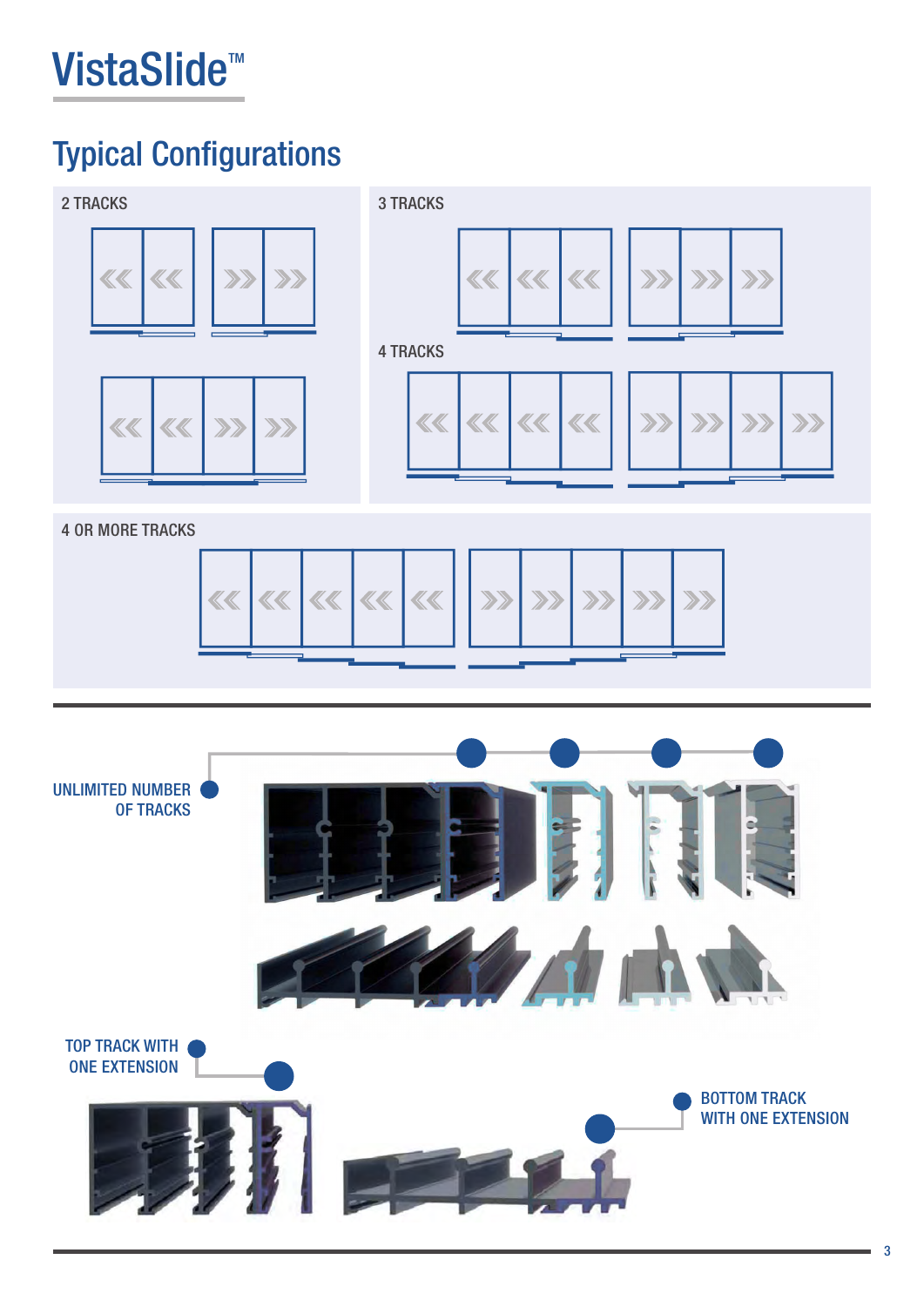# VistaSlide™

## Typical Configurations

2 TRACKS

3 TRACKS

4 TRACKS

4 OR MORE TRACKS

UNLIMITED NUMBER OF TRACKS

TOP TRACK WITH ONE EXTENSION

BOTTOM TRACK WITH ONE EXTENSION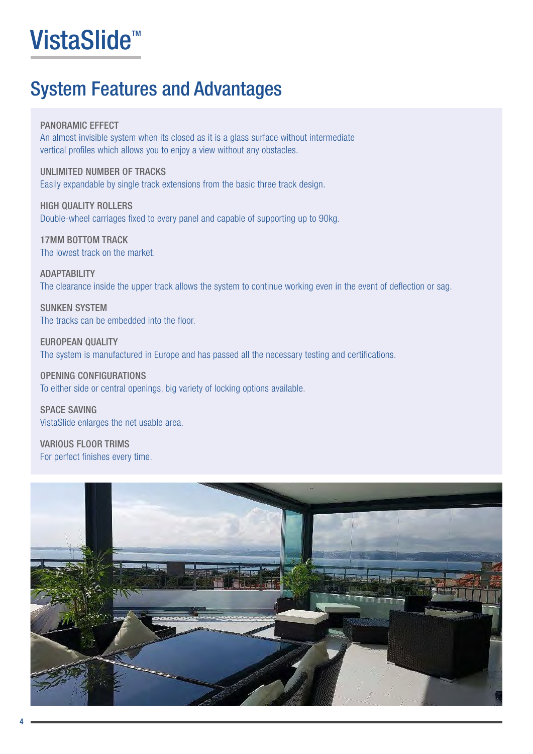# VistaSlide™

## System Features and Advantages

**PANORAMIC EFFECT**
An almost invisible system when its closed as it is a glass surface without intermediate vertical profiles which allows you to enjoy a view without any obstacles.

**UNLIMITED NUMBER OF TRACKS**
Easily expandable by single track extensions from the basic three track design.

**HIGH QUALITY ROLLERS**
Double-wheel carriages fixed to every panel and capable of supporting up to 90kg.

**17MM BOTTOM TRACK**
The lowest track on the market.

**ADAPTABILITY**
The clearance inside the upper track allows the system to continue working even in the event of deflection or sag.

**SUNKEN SYSTEM**
The tracks can be embedded into the floor.

**EUROPEAN QUALITY**
The system is manufactured in Europe and has passed all the necessary testing and certifications.

**OPENING CONFIGURATIONS**
To either side or central openings, big variety of locking options available.

**SPACE SAVING**
VistaSlide enlarges the net usable area.

**VARIOUS FLOOR TRIMS**
For perfect finishes every time.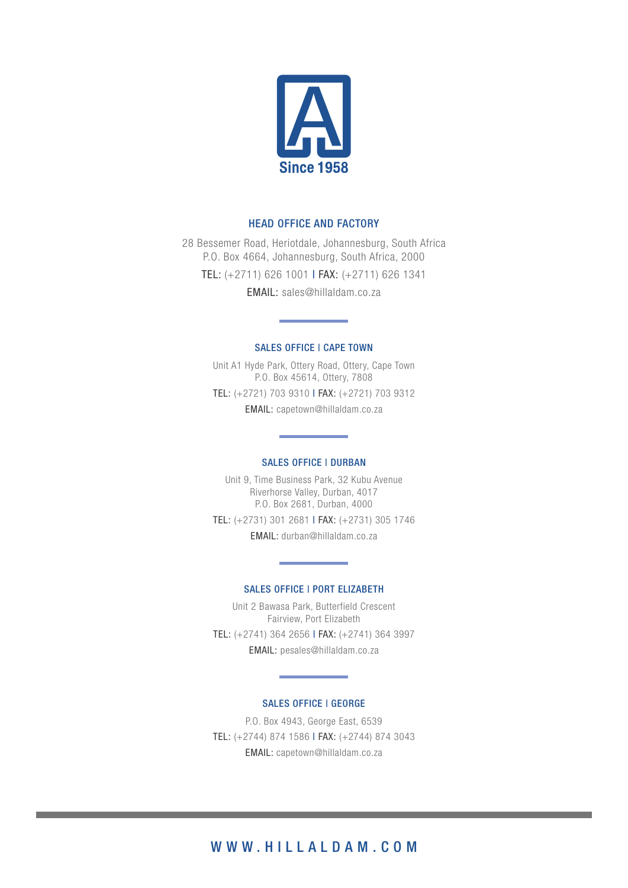Since 1958

## HEAD OFFICE AND FACTORY

28 Bessemer Road, Heriotdale, Johannesburg, South Africa
P.O. Box 4664, Johannesburg, South Africa, 2000

TEL: (+2711) 626 1001 I FAX: (+2711) 626 1341

EMAIL: sales@hillaldam.co.za

## SALES OFFICE I CAPE TOWN

Unit A1 Hyde Park, Ottery Road, Ottery, Cape Town
P.O. Box 45614, Ottery, 7808

TEL: (+2721) 703 9310 I FAX: (+2721) 703 9312

EMAIL: capetown@hillaldam.co.za

## SALES OFFICE I DURBAN

Unit 9, Time Business Park, 32 Kubu Avenue
Riverhorse Valley, Durban, 4017
P.O. Box 2681, Durban, 4000

TEL: (+2731) 301 2681 I FAX: (+2731) 305 1746

EMAIL: durban@hillaldam.co.za

## SALES OFFICE I PORT ELIZABETH

Unit 2 Bawasa Park, Butterfield Crescent
Fairview, Port Elizabeth

TEL: (+2741) 364 2656 I FAX: (+2741) 364 3997

EMAIL: pesales@hillaldam.co.za

## SALES OFFICE I GEORGE

P.O. Box 4943, George East, 6539

TEL: (+2744) 874 1586 I FAX: (+2744) 874 3043

EMAIL: capetown@hillaldam.co.za

WWW.HILLALDAM.COM